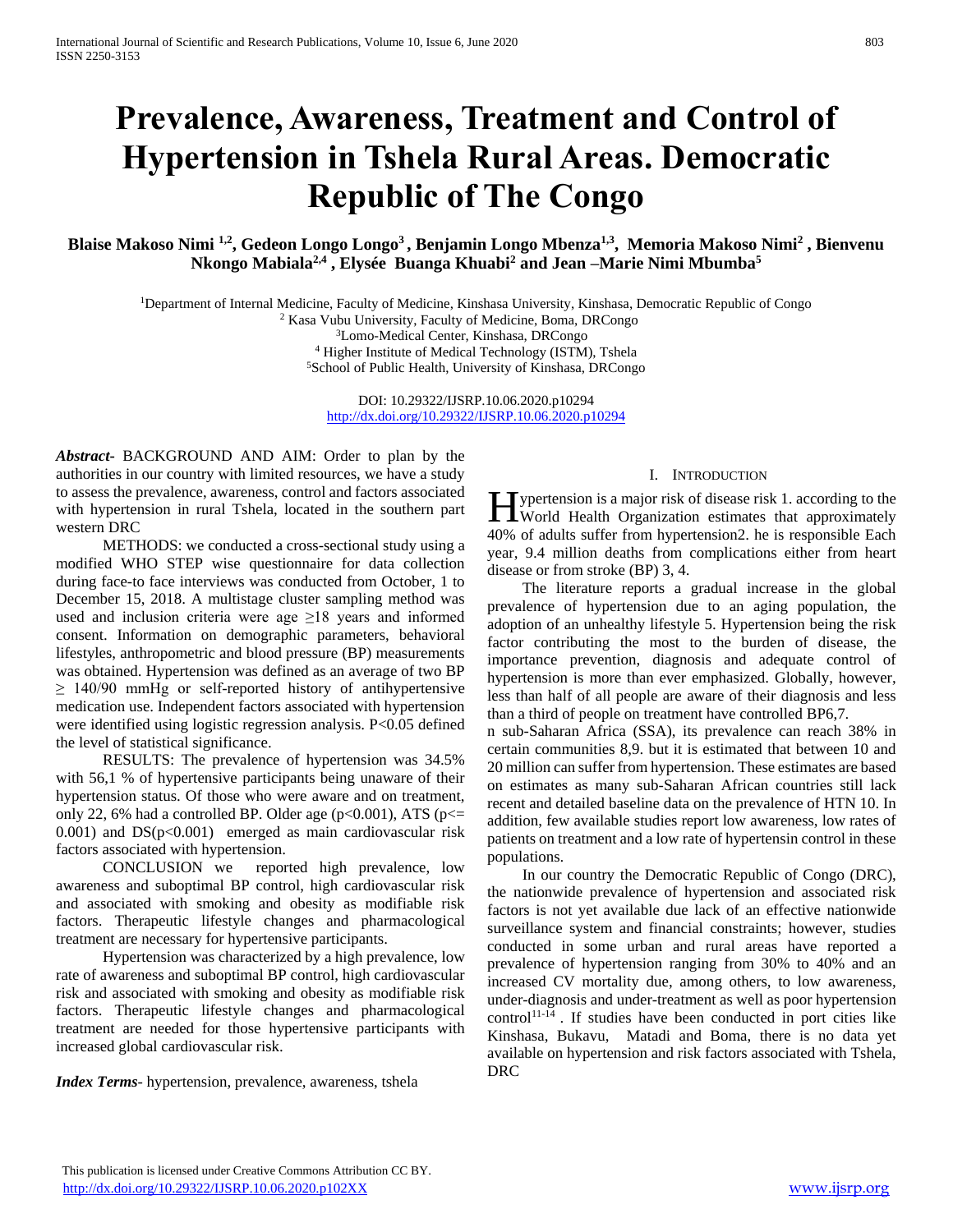# Prevalence, Awareness, Treatment and Control of Hypertension in Tshela Rural Areas. Democratic Republic of The Congo

**Blaise Makoso Nimi [1,2], Gedeon Longo Longo[3] , Benjamin Longo Mbenza[1,3], Memoria Makoso Nimi[2] , Bienvenu Nkongo Mabiala[2,4] , Elysée Buanga Khuabi[2] and Jean –Marie Nimi Mbumba[5]**

[1]Department of Internal Medicine, Faculty of Medicine, Kinshasa University, Kinshasa, Democratic Republic of Congo
[2] Kasa Vubu University, Faculty of Medicine, Boma, DRCongo
[3]Lomo-Medical Center, Kinshasa, DRCongo
[4] Higher Institute of Medical Technology (ISTM), Tshela
[5]School of Public Health, University of Kinshasa, DRCongo

DOI: 10.29322/IJSRP.10.06.2020.p10294
http://dx.doi.org/10.29322/IJSRP.10.06.2020.p10294

***Abstract***- BACKGROUND AND AIM: Order to plan by the authorities in our country with limited resources, we have a study to assess the prevalence, awareness, control and factors associated with hypertension in rural Tshela, located in the southern part western DRC

METHODS: we conducted a cross-sectional study using a modified WHO STEP wise questionnaire for data collection during face-to face interviews was conducted from October, 1 to December 15, 2018. A multistage cluster sampling method was used and inclusion criteria were age ≥18 years and informed consent. Information on demographic parameters, behavioral lifestyles, anthropometric and blood pressure (BP) measurements was obtained. Hypertension was defined as an average of two BP ≥ 140/90 mmHg or self-reported history of antihypertensive medication use. Independent factors associated with hypertension were identified using logistic regression analysis. P<0.05 defined the level of statistical significance.

RESULTS: The prevalence of hypertension was 34.5% with 56,1 % of hypertensive participants being unaware of their hypertension status. Of those who were aware and on treatment, only 22, 6% had a controlled BP. Older age (p<0.001), ATS (p<= 0.001) and DS(p<0.001) emerged as main cardiovascular risk factors associated with hypertension.

CONCLUSION we reported high prevalence, low awareness and suboptimal BP control, high cardiovascular risk and associated with smoking and obesity as modifiable risk factors. Therapeutic lifestyle changes and pharmacological treatment are necessary for hypertensive participants.

Hypertension was characterized by a high prevalence, low rate of awareness and suboptimal BP control, high cardiovascular risk and associated with smoking and obesity as modifiable risk factors. Therapeutic lifestyle changes and pharmacological treatment are needed for those hypertensive participants with increased global cardiovascular risk.

***Index Terms***- hypertension, prevalence, awareness, tshela

## I. Introduction

Hypertension is a major risk of disease risk 1. according to the World Health Organization estimates that approximately 40% of adults suffer from hypertension2. he is responsible Each year, 9.4 million deaths from complications either from heart disease or from stroke (BP) 3, 4.

The literature reports a gradual increase in the global prevalence of hypertension due to an aging population, the adoption of an unhealthy lifestyle 5. Hypertension being the risk factor contributing the most to the burden of disease, the importance prevention, diagnosis and adequate control of hypertension is more than ever emphasized. Globally, however, less than half of all people are aware of their diagnosis and less than a third of people on treatment have controlled BP6,7.

n sub-Saharan Africa (SSA), its prevalence can reach 38% in certain communities 8,9. but it is estimated that between 10 and 20 million can suffer from hypertension. These estimates are based on estimates as many sub-Saharan African countries still lack recent and detailed baseline data on the prevalence of HTN 10. In addition, few available studies report low awareness, low rates of patients on treatment and a low rate of hypertensin control in these populations.

In our country the Democratic Republic of Congo (DRC), the nationwide prevalence of hypertension and associated risk factors is not yet available due lack of an effective nationwide surveillance system and financial constraints; however, studies conducted in some urban and rural areas have reported a prevalence of hypertension ranging from 30% to 40% and an increased CV mortality due, among others, to low awareness, under-diagnosis and under-treatment as well as poor hypertension control[11-14] . If studies have been conducted in port cities like Kinshasa, Bukavu, Matadi and Boma, there is no data yet available on hypertension and risk factors associated with Tshela, DRC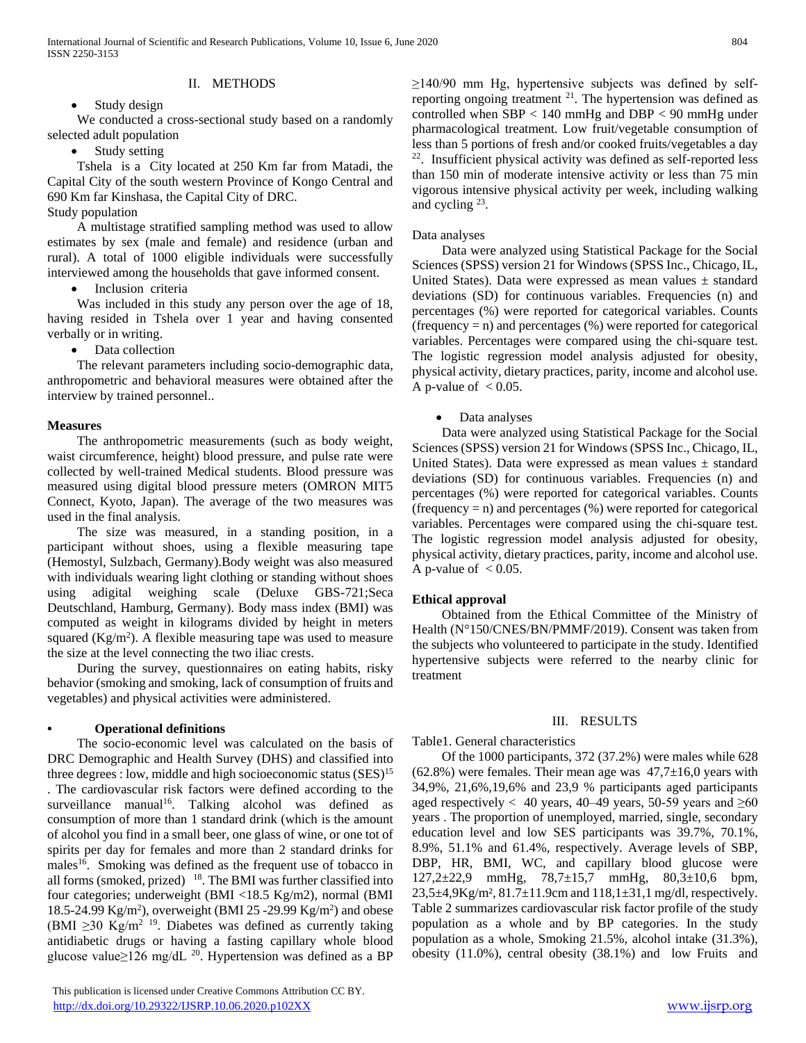## II. METHODS

- Study design

We conducted a cross-sectional study based on a randomly selected adult population

- Study setting

Tshela is a City located at 250 Km far from Matadi, the Capital City of the south western Province of Kongo Central and 690 Km far Kinshasa, the Capital City of DRC.

Study population

A multistage stratified sampling method was used to allow estimates by sex (male and female) and residence (urban and rural). A total of 1000 eligible individuals were successfully interviewed among the households that gave informed consent.

- Inclusion criteria

Was included in this study any person over the age of 18, having resided in Tshela over 1 year and having consented verbally or in writing.

- Data collection

The relevant parameters including socio-demographic data, anthropometric and behavioral measures were obtained after the interview by trained personnel..

**Measures**

The anthropometric measurements (such as body weight, waist circumference, height) blood pressure, and pulse rate were collected by well-trained Medical students. Blood pressure was measured using digital blood pressure meters (OMRON MIT5 Connect, Kyoto, Japan). The average of the two measures was used in the final analysis.

The size was measured, in a standing position, in a participant without shoes, using a flexible measuring tape (Hemostyl, Sulzbach, Germany).Body weight was also measured with individuals wearing light clothing or standing without shoes using adigital weighing scale (Deluxe GBS-721;Seca Deutschland, Hamburg, Germany). Body mass index (BMI) was computed as weight in kilograms divided by height in meters squared (Kg/m$^2$). A flexible measuring tape was used to measure the size at the level connecting the two iliac crests.

During the survey, questionnaires on eating habits, risky behavior (smoking and smoking, lack of consumption of fruits and vegetables) and physical activities were administered.

- **Operational definitions**

The socio-economic level was calculated on the basis of DRC Demographic and Health Survey (DHS) and classified into three degrees : low, middle and high socioeconomic status (SES)[15] . The cardiovascular risk factors were defined according to the surveillance manual[16]. Talking alcohol was defined as consumption of more than 1 standard drink (which is the amount of alcohol you find in a small beer, one glass of wine, or one tot of spirits per day for females and more than 2 standard drinks for males[16]. Smoking was defined as the frequent use of tobacco in all forms (smoked, prized) [18]. The BMI was further classified into four categories; underweight (BMI <18.5 Kg/m2), normal (BMI 18.5-24.99 Kg/m$^2$), overweight (BMI 25 -29.99 Kg/m$^2$) and obese (BMI ≥30 Kg/m$^2$ [19]. Diabetes was defined as currently taking antidiabetic drugs or having a fasting capillary whole blood glucose value≥126 mg/dL [20]. Hypertension was defined as a BP ≥140/90 mm Hg, hypertensive subjects was defined by self-reporting ongoing treatment [21]. The hypertension was defined as controlled when SBP < 140 mmHg and DBP < 90 mmHg under pharmacological treatment. Low fruit/vegetable consumption of less than 5 portions of fresh and/or cooked fruits/vegetables a day [22]. Insufficient physical activity was defined as self-reported less than 150 min of moderate intensive activity or less than 75 min vigorous intensive physical activity per week, including walking and cycling [23].

Data analyses

Data were analyzed using Statistical Package for the Social Sciences (SPSS) version 21 for Windows (SPSS Inc., Chicago, IL, United States). Data were expressed as mean values ± standard deviations (SD) for continuous variables. Frequencies (n) and percentages (%) were reported for categorical variables. Counts (frequency = n) and percentages (%) were reported for categorical variables. Percentages were compared using the chi-square test. The logistic regression model analysis adjusted for obesity, physical activity, dietary practices, parity, income and alcohol use. A p-value of < 0.05.

- Data analyses

Data were analyzed using Statistical Package for the Social Sciences (SPSS) version 21 for Windows (SPSS Inc., Chicago, IL, United States). Data were expressed as mean values ± standard deviations (SD) for continuous variables. Frequencies (n) and percentages (%) were reported for categorical variables. Counts (frequency = n) and percentages (%) were reported for categorical variables. Percentages were compared using the chi-square test. The logistic regression model analysis adjusted for obesity, physical activity, dietary practices, parity, income and alcohol use. A p-value of < 0.05.

**Ethical approval**

Obtained from the Ethical Committee of the Ministry of Health (N°150/CNES/BN/PMMF/2019). Consent was taken from the subjects who volunteered to participate in the study. Identified hypertensive subjects were referred to the nearby clinic for treatment

## III. RESULTS

Table1. General characteristics

Of the 1000 participants, 372 (37.2%) were males while 628 (62.8%) were females. Their mean age was 47,7±16,0 years with 34,9%, 21,6%,19,6% and 23,9 % participants aged participants aged respectively < 40 years, 40–49 years, 50-59 years and ≥60 years . The proportion of unemployed, married, single, secondary education level and low SES participants was 39.7%, 70.1%, 8.9%, 51.1% and 61.4%, respectively. Average levels of SBP, DBP, HR, BMI, WC, and capillary blood glucose were 127,2±22,9 mmHg, 78,7±15,7 mmHg, 80,3±10,6 bpm, 23,5±4,9Kg/m², 81.7±11.9cm and 118,1±31,1 mg/dl, respectively. Table 2 summarizes cardiovascular risk factor profile of the study population as a whole and by BP categories. In the study population as a whole, Smoking 21.5%, alcohol intake (31.3%), obesity (11.0%), central obesity (38.1%) and low Fruits and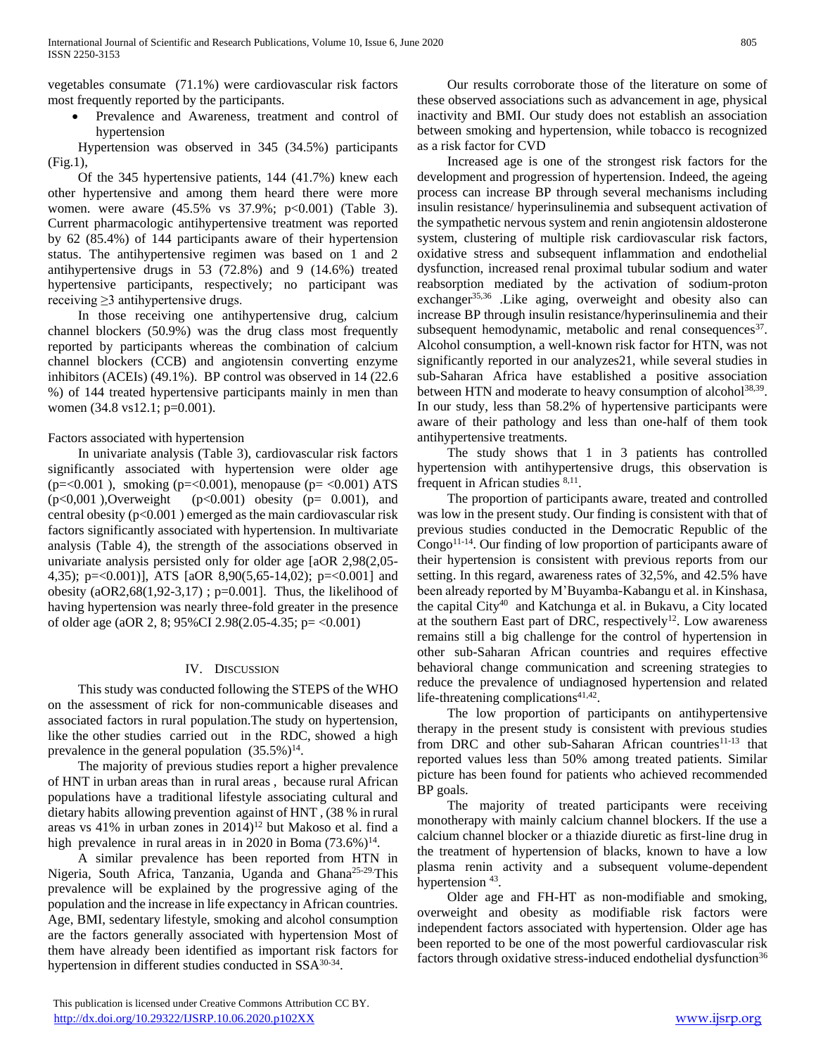vegetables consumate (71.1%) were cardiovascular risk factors most frequently reported by the participants.

- Prevalence and Awareness, treatment and control of hypertension

Hypertension was observed in 345 (34.5%) participants (Fig.1),

Of the 345 hypertensive patients, 144 (41.7%) knew each other hypertensive and among them heard there were more women. were aware (45.5% vs 37.9%; p<0.001) (Table 3). Current pharmacologic antihypertensive treatment was reported by 62 (85.4%) of 144 participants aware of their hypertension status. The antihypertensive regimen was based on 1 and 2 antihypertensive drugs in 53 (72.8%) and 9 (14.6%) treated hypertensive participants, respectively; no participant was receiving ≥3 antihypertensive drugs.

In those receiving one antihypertensive drug, calcium channel blockers (50.9%) was the drug class most frequently reported by participants whereas the combination of calcium channel blockers (CCB) and angiotensin converting enzyme inhibitors (ACEIs) (49.1%). BP control was observed in 14 (22.6 %) of 144 treated hypertensive participants mainly in men than women (34.8 vs12.1; p=0.001).

Factors associated with hypertension

In univariate analysis (Table 3), cardiovascular risk factors significantly associated with hypertension were older age (p=<0.001 ), smoking (p=<0.001), menopause (p= <0.001) ATS (p<0,001 ),Overweight (p<0.001) obesity (p= 0.001), and central obesity (p<0.001 ) emerged as the main cardiovascular risk factors significantly associated with hypertension. In multivariate analysis (Table 4), the strength of the associations observed in univariate analysis persisted only for older age [aOR 2,98(2,05-4,35); p=<0.001)], ATS [aOR 8,90(5,65-14,02); p=<0.001] and obesity (aOR2,68(1,92-3,17) ; p=0.001]. Thus, the likelihood of having hypertension was nearly three-fold greater in the presence of older age (aOR 2, 8; 95%CI 2.98(2.05-4.35; p= <0.001)

## IV. Discussion

This study was conducted following the STEPS of the WHO on the assessment of rick for non-communicable diseases and associated factors in rural population.The study on hypertension, like the other studies carried out in the RDC, showed a high prevalence in the general population (35.5%)[14].

The majority of previous studies report a higher prevalence of HNT in urban areas than in rural areas , because rural African populations have a traditional lifestyle associating cultural and dietary habits allowing prevention against of HNT , (38 % in rural areas vs 41% in urban zones in 2014)[12] but Makoso et al. find a high prevalence in rural areas in in 2020 in Boma (73.6%)[14].

A similar prevalence has been reported from HTN in Nigeria, South Africa, Tanzania, Uganda and Ghana[25-29].This prevalence will be explained by the progressive aging of the population and the increase in life expectancy in African countries. Age, BMI, sedentary lifestyle, smoking and alcohol consumption are the factors generally associated with hypertension Most of them have already been identified as important risk factors for hypertension in different studies conducted in SSA[30-34].

Our results corroborate those of the literature on some of these observed associations such as advancement in age, physical inactivity and BMI. Our study does not establish an association between smoking and hypertension, while tobacco is recognized as a risk factor for CVD

Increased age is one of the strongest risk factors for the development and progression of hypertension. Indeed, the ageing process can increase BP through several mechanisms including insulin resistance/ hyperinsulinemia and subsequent activation of the sympathetic nervous system and renin angiotensin aldosterone system, clustering of multiple risk cardiovascular risk factors, oxidative stress and subsequent inflammation and endothelial dysfunction, increased renal proximal tubular sodium and water reabsorption mediated by the activation of sodium-proton exchanger[35,36] .Like aging, overweight and obesity also can increase BP through insulin resistance/hyperinsulinemia and their subsequent hemodynamic, metabolic and renal consequences[37]. Alcohol consumption, a well-known risk factor for HTN, was not significantly reported in our analyzes21, while several studies in sub-Saharan Africa have established a positive association between HTN and moderate to heavy consumption of alcohol[38,39]. In our study, less than 58.2% of hypertensive participants were aware of their pathology and less than one-half of them took antihypertensive treatments.

The study shows that 1 in 3 patients has controlled hypertension with antihypertensive drugs, this observation is frequent in African studies [8,11].

The proportion of participants aware, treated and controlled was low in the present study. Our finding is consistent with that of previous studies conducted in the Democratic Republic of the Congo[11-14]. Our finding of low proportion of participants aware of their hypertension is consistent with previous reports from our setting. In this regard, awareness rates of 32,5%, and 42.5% have been already reported by M'Buyamba-Kabangu et al. in Kinshasa, the capital City[40] and Katchunga et al. in Bukavu, a City located at the southern East part of DRC, respectively[12]. Low awareness remains still a big challenge for the control of hypertension in other sub-Saharan African countries and requires effective behavioral change communication and screening strategies to reduce the prevalence of undiagnosed hypertension and related life-threatening complications[41,42].

The low proportion of participants on antihypertensive therapy in the present study is consistent with previous studies from DRC and other sub-Saharan African countries[11-13] that reported values less than 50% among treated patients. Similar picture has been found for patients who achieved recommended BP goals.

The majority of treated participants were receiving monotherapy with mainly calcium channel blockers. If the use a calcium channel blocker or a thiazide diuretic as first-line drug in the treatment of hypertension of blacks, known to have a low plasma renin activity and a subsequent volume-dependent hypertension [43].

Older age and FH-HT as non-modifiable and smoking, overweight and obesity as modifiable risk factors were independent factors associated with hypertension. Older age has been reported to be one of the most powerful cardiovascular risk factors through oxidative stress-induced endothelial dysfunction[36]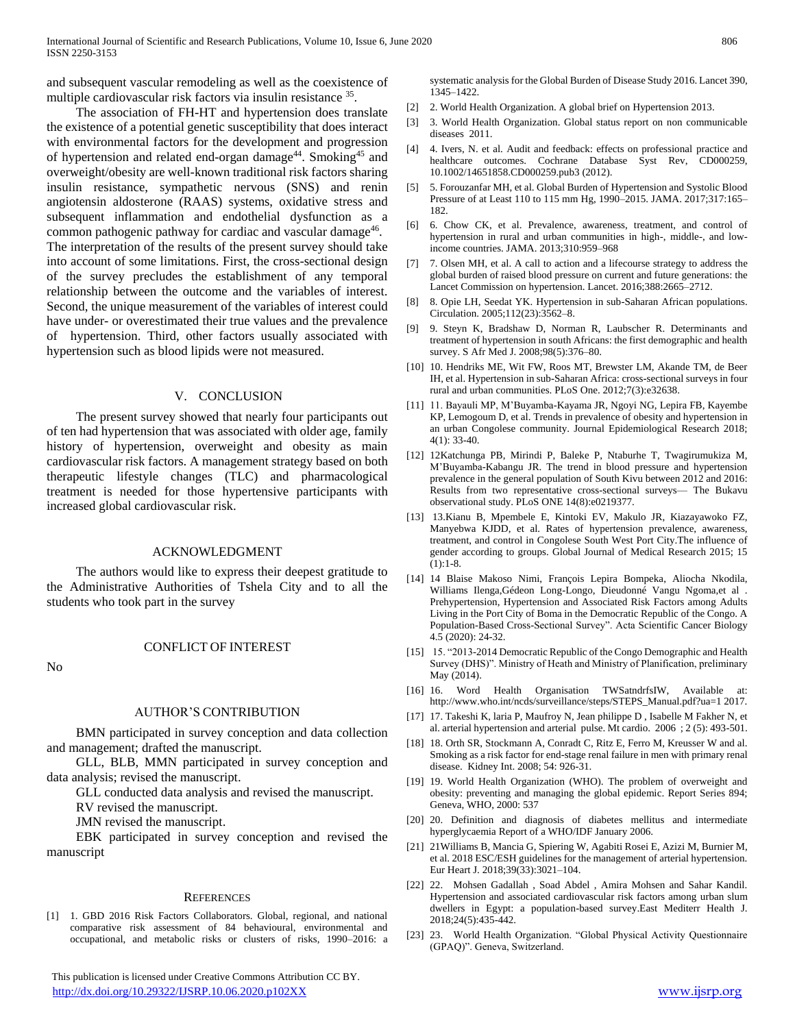and subsequent vascular remodeling as well as the coexistence of multiple cardiovascular risk factors via insulin resistance [35].

The association of FH-HT and hypertension does translate the existence of a potential genetic susceptibility that does interact with environmental factors for the development and progression of hypertension and related end-organ damage[44]. Smoking[45] and overweight/obesity are well-known traditional risk factors sharing insulin resistance, sympathetic nervous (SNS) and renin angiotensin aldosterone (RAAS) systems, oxidative stress and subsequent inflammation and endothelial dysfunction as a common pathogenic pathway for cardiac and vascular damage[46].

The interpretation of the results of the present survey should take into account of some limitations. First, the cross-sectional design of the survey precludes the establishment of any temporal relationship between the outcome and the variables of interest. Second, the unique measurement of the variables of interest could have under- or overestimated their true values and the prevalence of hypertension. Third, other factors usually associated with hypertension such as blood lipids were not measured.

## V. CONCLUSION

The present survey showed that nearly four participants out of ten had hypertension that was associated with older age, family history of hypertension, overweight and obesity as main cardiovascular risk factors. A management strategy based on both therapeutic lifestyle changes (TLC) and pharmacological treatment is needed for those hypertensive participants with increased global cardiovascular risk.

## ACKNOWLEDGMENT

The authors would like to express their deepest gratitude to the Administrative Authorities of Tshela City and to all the students who took part in the survey

## CONFLICT OF INTEREST

No

## AUTHOR'S CONTRIBUTION

BMN participated in survey conception and data collection and management; drafted the manuscript.

GLL, BLB, MMN participated in survey conception and data analysis; revised the manuscript.

GLL conducted data analysis and revised the manuscript.

RV revised the manuscript.

JMN revised the manuscript.

EBK participated in survey conception and revised the manuscript

## REFERENCES

[1] 1. GBD 2016 Risk Factors Collaborators. Global, regional, and national comparative risk assessment of 84 behavioural, environmental and occupational, and metabolic risks or clusters of risks, 1990–2016: a systematic analysis for the Global Burden of Disease Study 2016. Lancet 390, 1345–1422.

[2] 2. World Health Organization. A global brief on Hypertension 2013.

[3] 3. World Health Organization. Global status report on non communicable diseases 2011.

[4] 4. Ivers, N. et al. Audit and feedback: effects on professional practice and healthcare outcomes. Cochrane Database Syst Rev, CD000259, 10.1002/14651858.CD000259.pub3 (2012).

[5] 5. Forouzanfar MH, et al. Global Burden of Hypertension and Systolic Blood Pressure of at Least 110 to 115 mm Hg, 1990–2015. JAMA. 2017;317:165–182.

[6] 6. Chow CK, et al. Prevalence, awareness, treatment, and control of hypertension in rural and urban communities in high-, middle-, and low-income countries. JAMA. 2013;310:959–968

[7] 7. Olsen MH, et al. A call to action and a lifecourse strategy to address the global burden of raised blood pressure on current and future generations: the Lancet Commission on hypertension. Lancet. 2016;388:2665–2712.

[8] 8. Opie LH, Seedat YK. Hypertension in sub-Saharan African populations. Circulation. 2005;112(23):3562–8.

[9] 9. Steyn K, Bradshaw D, Norman R, Laubscher R. Determinants and treatment of hypertension in south Africans: the first demographic and health survey. S Afr Med J. 2008;98(5):376–80.

[10] 10. Hendriks ME, Wit FW, Roos MT, Brewster LM, Akande TM, de Beer IH, et al. Hypertension in sub-Saharan Africa: cross-sectional surveys in four rural and urban communities. PLoS One. 2012;7(3):e32638.

[11] 11. Bayauli MP, M'Buyamba-Kayama JR, Ngoyi NG, Lepira FB, Kayembe KP, Lemogoum D, et al. Trends in prevalence of obesity and hypertension in an urban Congolese community. Journal Epidemiological Research 2018; 4(1): 33-40.

[12] 12Katchunga PB, Mirindi P, Baleke P, Ntaburhe T, Twagirumukiza M, M'Buyamba-Kabangu JR. The trend in blood pressure and hypertension prevalence in the general population of South Kivu between 2012 and 2016: Results from two representative cross-sectional surveys— The Bukavu observational study. PLoS ONE 14(8):e0219377.

[13] 13.Kianu B, Mpembele E, Kintoki EV, Makulo JR, Kiazayawoko FZ, Manyebwa KJDD, et al. Rates of hypertension prevalence, awareness, treatment, and control in Congolese South West Port City.The influence of gender according to groups. Global Journal of Medical Research 2015; 15 (1):1-8.

[14] 14 Blaise Makoso Nimi, François Lepira Bompeka, Aliocha Nkodila, Williams Ilenga,Gédeon Long-Longo, Dieudonné Vangu Ngoma,et al . Prehypertension, Hypertension and Associated Risk Factors among Adults Living in the Port City of Boma in the Democratic Republic of the Congo. A Population-Based Cross-Sectional Survey". Acta Scientific Cancer Biology 4.5 (2020): 24-32.

[15] 15. "2013-2014 Democratic Republic of the Congo Demographic and Health Survey (DHS)". Ministry of Heath and Ministry of Planification, preliminary May (2014).

[16] 16. Word Health Organisation TWSatndrfsIW, Available at: http://www.who.int/ncds/surveillance/steps/STEPS_Manual.pdf?ua=1 2017.

[17] 17. Takeshi K, laria P, Maufroy N, Jean philippe D , Isabelle M Fakher N, et al. arterial hypertension and arterial pulse. Mt cardio. 2006 ; 2 (5): 493-501.

[18] 18. Orth SR, Stockmann A, Conradt C, Ritz E, Ferro M, Kreusser W and al. Smoking as a risk factor for end-stage renal failure in men with primary renal disease. Kidney Int. 2008; 54: 926-31.

[19] 19. World Health Organization (WHO). The problem of overweight and obesity: preventing and managing the global epidemic. Report Series 894; Geneva, WHO, 2000: 537

[20] 20. Definition and diagnosis of diabetes mellitus and intermediate hyperglycaemia Report of a WHO/IDF January 2006.

[21] 21Williams B, Mancia G, Spiering W, Agabiti Rosei E, Azizi M, Burnier M, et al. 2018 ESC/ESH guidelines for the management of arterial hypertension. Eur Heart J. 2018;39(33):3021–104.

[22] 22. Mohsen Gadallah , Soad Abdel , Amira Mohsen and Sahar Kandil. Hypertension and associated cardiovascular risk factors among urban slum dwellers in Egypt: a population-based survey.East Mediterr Health J. 2018;24(5):435-442.

[23] 23. World Health Organization. "Global Physical Activity Questionnaire (GPAQ)". Geneva, Switzerland.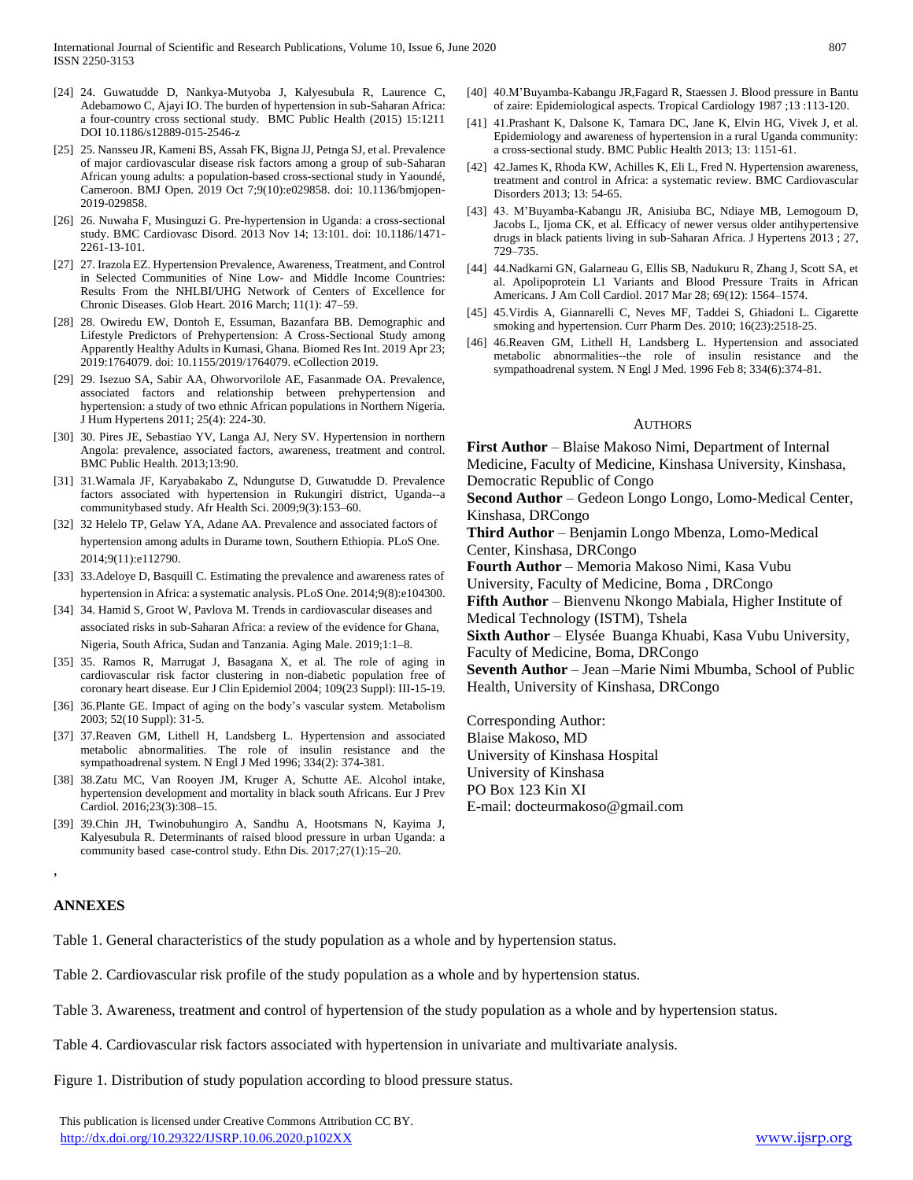[24] 24. Guwatudde D, Nankya-Mutyoba J, Kalyesubula R, Laurence C, Adebamowo C, Ajayi IO. The burden of hypertension in sub-Saharan Africa: a four-country cross sectional study. BMC Public Health (2015) 15:1211 DOI 10.1186/s12889-015-2546-z

[25] 25. Nansseu JR, Kameni BS, Assah FK, Bigna JJ, Petnga SJ, et al. Prevalence of major cardiovascular disease risk factors among a group of sub-Saharan African young adults: a population-based cross-sectional study in Yaoundé, Cameroon. BMJ Open. 2019 Oct 7;9(10):e029858. doi: 10.1136/bmjopen-2019-029858.

[26] 26. Nuwaha F, Musinguzi G. Pre-hypertension in Uganda: a cross-sectional study. BMC Cardiovasc Disord. 2013 Nov 14; 13:101. doi: 10.1186/1471-2261-13-101.

[27] 27. Irazola EZ. Hypertension Prevalence, Awareness, Treatment, and Control in Selected Communities of Nine Low- and Middle Income Countries: Results From the NHLBI/UHG Network of Centers of Excellence for Chronic Diseases. Glob Heart. 2016 March; 11(1): 47–59.

[28] 28. Owiredu EW, Dontoh E, Essuman, Bazanfara BB. Demographic and Lifestyle Predictors of Prehypertension: A Cross-Sectional Study among Apparently Healthy Adults in Kumasi, Ghana. Biomed Res Int. 2019 Apr 23; 2019:1764079. doi: 10.1155/2019/1764079. eCollection 2019.

[29] 29. Isezuo SA, Sabir AA, Ohworvorilole AE, Fasanmade OA. Prevalence, associated factors and relationship between prehypertension and hypertension: a study of two ethnic African populations in Northern Nigeria. J Hum Hypertens 2011; 25(4): 224-30.

[30] 30. Pires JE, Sebastiao YV, Langa AJ, Nery SV. Hypertension in northern Angola: prevalence, associated factors, awareness, treatment and control. BMC Public Health. 2013;13:90.

[31] 31.Wamala JF, Karyabakabo Z, Ndungutse D, Guwatudde D. Prevalence factors associated with hypertension in Rukungiri district, Uganda--a communitybased study. Afr Health Sci. 2009;9(3):153–60.

[32] 32 Helelo TP, Gelaw YA, Adane AA. Prevalence and associated factors of hypertension among adults in Durame town, Southern Ethiopia. PLoS One. 2014;9(11):e112790.

[33] 33.Adeloye D, Basquill C. Estimating the prevalence and awareness rates of hypertension in Africa: a systematic analysis. PLoS One. 2014;9(8):e104300.

[34] 34. Hamid S, Groot W, Pavlova M. Trends in cardiovascular diseases and associated risks in sub-Saharan Africa: a review of the evidence for Ghana, Nigeria, South Africa, Sudan and Tanzania. Aging Male. 2019;1:1–8.

[35] 35. Ramos R, Marrugat J, Basagana X, et al. The role of aging in cardiovascular risk factor clustering in non-diabetic population free of coronary heart disease. Eur J Clin Epidemiol 2004; 109(23 Suppl): III-15-19.

[36] 36.Plante GE. Impact of aging on the body's vascular system. Metabolism 2003; 52(10 Suppl): 31-5.

[37] 37.Reaven GM, Lithell H, Landsberg L. Hypertension and associated metabolic abnormalities. The role of insulin resistance and the sympathoadrenal system. N Engl J Med 1996; 334(2): 374-381.

[38] 38.Zatu MC, Van Rooyen JM, Kruger A, Schutte AE. Alcohol intake, hypertension development and mortality in black south Africans. Eur J Prev Cardiol. 2016;23(3):308–15.

[39] 39.Chin JH, Twinobuhungiro A, Sandhu A, Hootsmans N, Kayima J, Kalyesubula R. Determinants of raised blood pressure in urban Uganda: a community based case-control study. Ethn Dis. 2017;27(1):15–20.

[40] 40.M'Buyamba-Kabangu JR,Fagard R, Staessen J. Blood pressure in Bantu of zaire: Epidemiological aspects. Tropical Cardiology 1987 ;13 :113-120.

[41] 41.Prashant K, Dalsone K, Tamara DC, Jane K, Elvin HG, Vivek J, et al. Epidemiology and awareness of hypertension in a rural Uganda community: a cross-sectional study. BMC Public Health 2013; 13: 1151-61.

[42] 42.James K, Rhoda KW, Achilles K, Eli L, Fred N. Hypertension awareness, treatment and control in Africa: a systematic review. BMC Cardiovascular Disorders 2013; 13: 54-65.

[43] 43. M'Buyamba-Kabangu JR, Anisiuba BC, Ndiaye MB, Lemogoum D, Jacobs L, Ijoma CK, et al. Efficacy of newer versus older antihypertensive drugs in black patients living in sub-Saharan Africa. J Hypertens 2013 ; 27, 729–735.

[44] 44.Nadkarni GN, Galarneau G, Ellis SB, Nadukuru R, Zhang J, Scott SA, et al. Apolipoprotein L1 Variants and Blood Pressure Traits in African Americans. J Am Coll Cardiol. 2017 Mar 28; 69(12): 1564–1574.

[45] 45.Virdis A, Giannarelli C, Neves MF, Taddei S, Ghiadoni L. Cigarette smoking and hypertension. Curr Pharm Des. 2010; 16(23):2518-25.

[46] 46.Reaven GM, Lithell H, Landsberg L. Hypertension and associated metabolic abnormalities--the role of insulin resistance and the sympathoadrenal system. N Engl J Med. 1996 Feb 8; 334(6):374-81.

## AUTHORS

**First Author** – Blaise Makoso Nimi, Department of Internal Medicine, Faculty of Medicine, Kinshasa University, Kinshasa, Democratic Republic of Congo

**Second Author** – Gedeon Longo Longo, Lomo-Medical Center, Kinshasa, DRCongo

**Third Author** – Benjamin Longo Mbenza, Lomo-Medical Center, Kinshasa, DRCongo

**Fourth Author** – Memoria Makoso Nimi, Kasa Vubu University, Faculty of Medicine, Boma , DRCongo

**Fifth Author** – Bienvenu Nkongo Mabiala, Higher Institute of Medical Technology (ISTM), Tshela

**Sixth Author** – Elysée Buanga Khuabi, Kasa Vubu University, Faculty of Medicine, Boma, DRCongo

**Seventh Author** – Jean –Marie Nimi Mbumba, School of Public Health, University of Kinshasa, DRCongo

Corresponding Author:
Blaise Makoso, MD
University of Kinshasa Hospital
University of Kinshasa
PO Box 123 Kin XI
E-mail: docteurmakoso@gmail.com

,

## ANNEXES

Table 1. General characteristics of the study population as a whole and by hypertension status.

Table 2. Cardiovascular risk profile of the study population as a whole and by hypertension status.

Table 3. Awareness, treatment and control of hypertension of the study population as a whole and by hypertension status.

Table 4. Cardiovascular risk factors associated with hypertension in univariate and multivariate analysis.

Figure 1. Distribution of study population according to blood pressure status.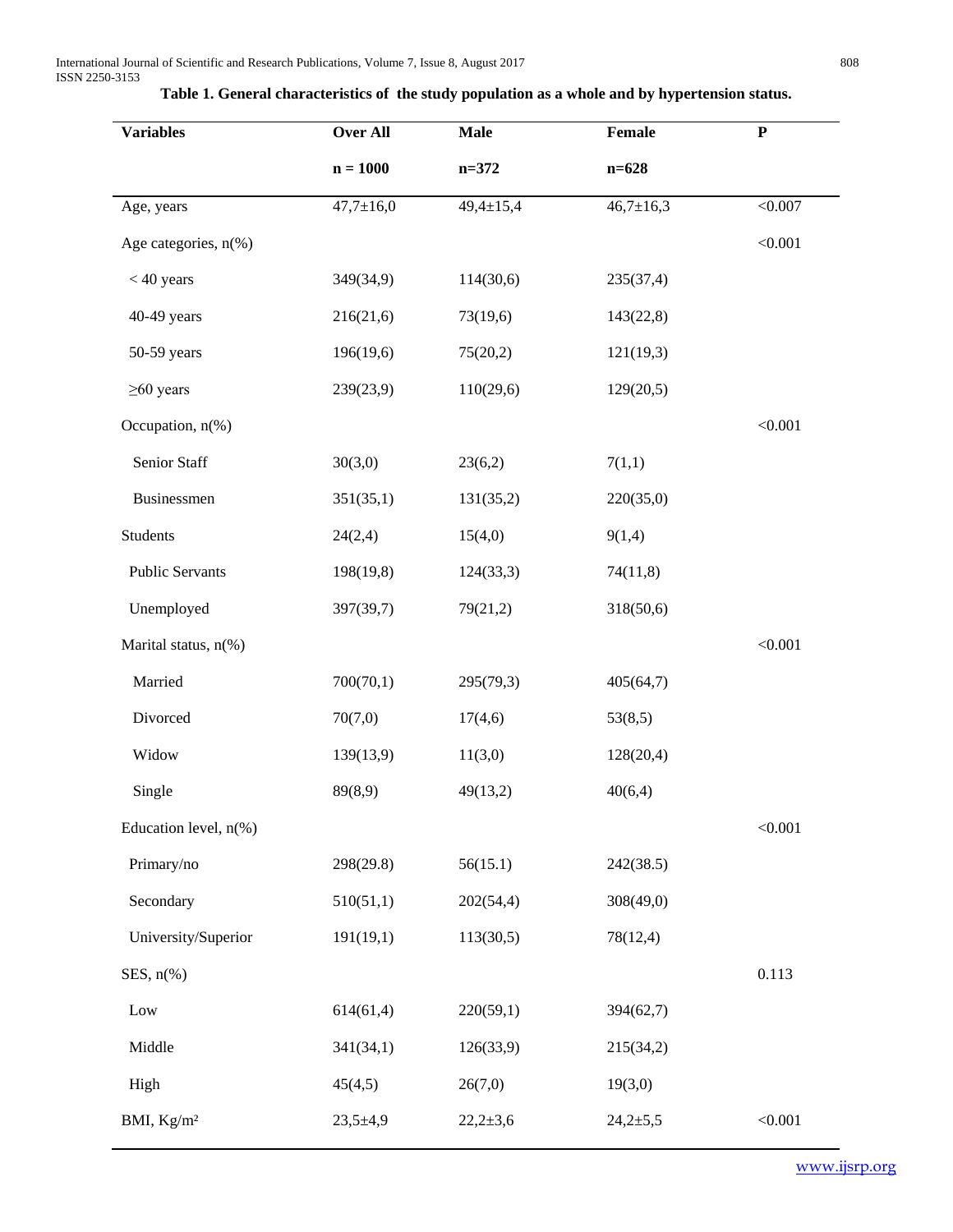**Table 1. General characteristics of the study population as a whole and by hypertension status.**

| Variables | Over All | Male | Female | P |
|---|---|---|---|---|
| | n = 1000 | n=372 | n=628 | |
| Age, years | 47,7±16,0 | 49,4±15,4 | 46,7±16,3 | <0.007 |
| Age categories, n(%) | | | | <0.001 |
| < 40 years | 349(34,9) | 114(30,6) | 235(37,4) | |
| 40-49 years | 216(21,6) | 73(19,6) | 143(22,8) | |
| 50-59 years | 196(19,6) | 75(20,2) | 121(19,3) | |
| ≥60 years | 239(23,9) | 110(29,6) | 129(20,5) | |
| Occupation, n(%) | | | | <0.001 |
| Senior Staff | 30(3,0) | 23(6,2) | 7(1,1) | |
| Businessmen | 351(35,1) | 131(35,2) | 220(35,0) | |
| Students | 24(2,4) | 15(4,0) | 9(1,4) | |
| Public Servants | 198(19,8) | 124(33,3) | 74(11,8) | |
| Unemployed | 397(39,7) | 79(21,2) | 318(50,6) | |
| Marital status, n(%) | | | | <0.001 |
| Married | 700(70,1) | 295(79,3) | 405(64,7) | |
| Divorced | 70(7,0) | 17(4,6) | 53(8,5) | |
| Widow | 139(13,9) | 11(3,0) | 128(20,4) | |
| Single | 89(8,9) | 49(13,2) | 40(6,4) | |
| Education level, n(%) | | | | <0.001 |
| Primary/no | 298(29.8) | 56(15.1) | 242(38.5) | |
| Secondary | 510(51,1) | 202(54,4) | 308(49,0) | |
| University/Superior | 191(19,1) | 113(30,5) | 78(12,4) | |
| SES, n(%) | | | | 0.113 |
| Low | 614(61,4) | 220(59,1) | 394(62,7) | |
| Middle | 341(34,1) | 126(33,9) | 215(34,2) | |
| High | 45(4,5) | 26(7,0) | 19(3,0) | |
| BMI, Kg/m² | 23,5±4,9 | 22,2±3,6 | 24,2±5,5 | <0.001 |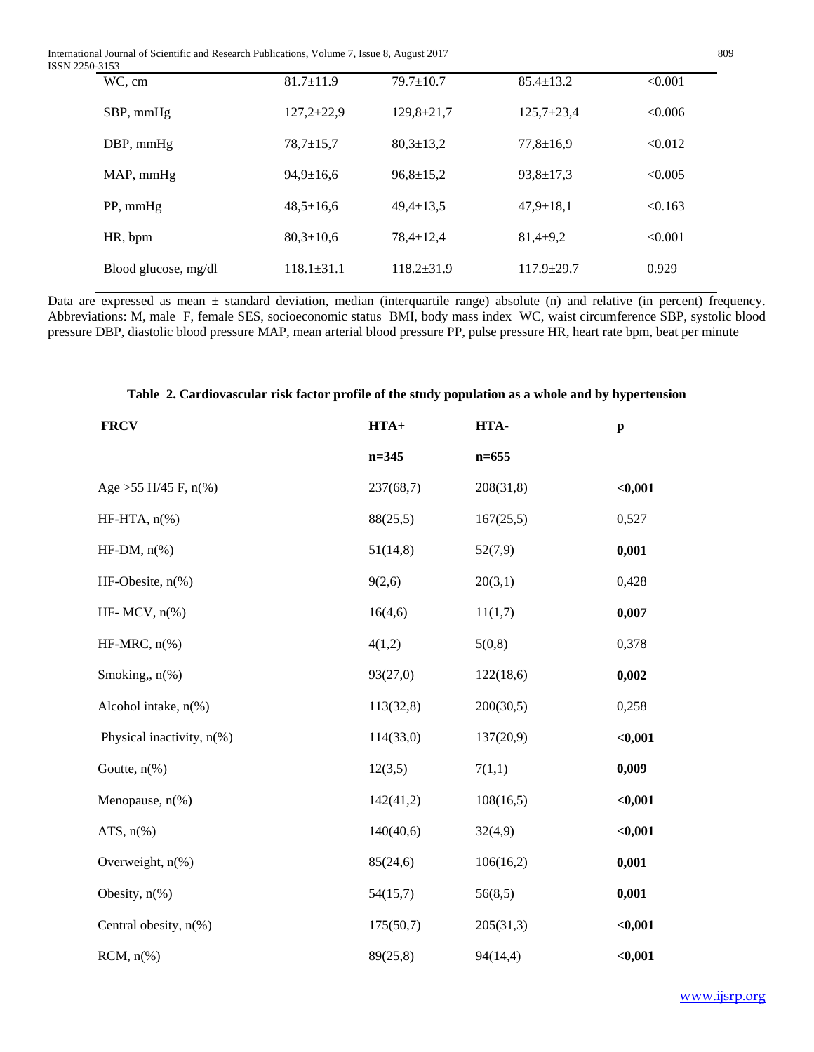| | | | | |
|---|---|---|---|---|
| WC, cm | 81.7±11.9 | 79.7±10.7 | 85.4±13.2 | <0.001 |
| SBP, mmHg | 127,2±22,9 | 129,8±21,7 | 125,7±23,4 | <0.006 |
| DBP, mmHg | 78,7±15,7 | 80,3±13,2 | 77,8±16,9 | <0.012 |
| MAP, mmHg | 94,9±16,6 | 96,8±15,2 | 93,8±17,3 | <0.005 |
| PP, mmHg | 48,5±16,6 | 49,4±13,5 | 47,9±18,1 | <0.163 |
| HR, bpm | 80,3±10,6 | 78,4±12,4 | 81,4±9,2 | <0.001 |
| Blood glucose, mg/dl | 118.1±31.1 | 118.2±31.9 | 117.9±29.7 | 0.929 |

Data are expressed as mean ± standard deviation, median (interquartile range) absolute (n) and relative (in percent) frequency. Abbreviations: M, male F, female SES, socioeconomic status BMI, body mass index WC, waist circumference SBP, systolic blood pressure DBP, diastolic blood pressure MAP, mean arterial blood pressure PP, pulse pressure HR, heart rate bpm, beat per minute

**Table 2. Cardiovascular risk factor profile of the study population as a whole and by hypertension**

| FRCV | HTA+ | HTA- | p |
|---|---|---|---|
| | n=345 | n=655 | |
| Age >55 H/45 F, n(%) | 237(68,7) | 208(31,8) | **<0,001** |
| HF-HTA, n(%) | 88(25,5) | 167(25,5) | 0,527 |
| HF-DM, n(%) | 51(14,8) | 52(7,9) | **0,001** |
| HF-Obesite, n(%) | 9(2,6) | 20(3,1) | 0,428 |
| HF- MCV, n(%) | 16(4,6) | 11(1,7) | **0,007** |
| HF-MRC, n(%) | 4(1,2) | 5(0,8) | 0,378 |
| Smoking,, n(%) | 93(27,0) | 122(18,6) | **0,002** |
| Alcohol intake, n(%) | 113(32,8) | 200(30,5) | 0,258 |
| Physical inactivity, n(%) | 114(33,0) | 137(20,9) | **<0,001** |
| Goutte, n(%) | 12(3,5) | 7(1,1) | **0,009** |
| Menopause, n(%) | 142(41,2) | 108(16,5) | **<0,001** |
| ATS, n(%) | 140(40,6) | 32(4,9) | **<0,001** |
| Overweight, n(%) | 85(24,6) | 106(16,2) | **0,001** |
| Obesity, n(%) | 54(15,7) | 56(8,5) | **0,001** |
| Central obesity, n(%) | 175(50,7) | 205(31,3) | **<0,001** |
| RCM, n(%) | 89(25,8) | 94(14,4) | **<0,001** |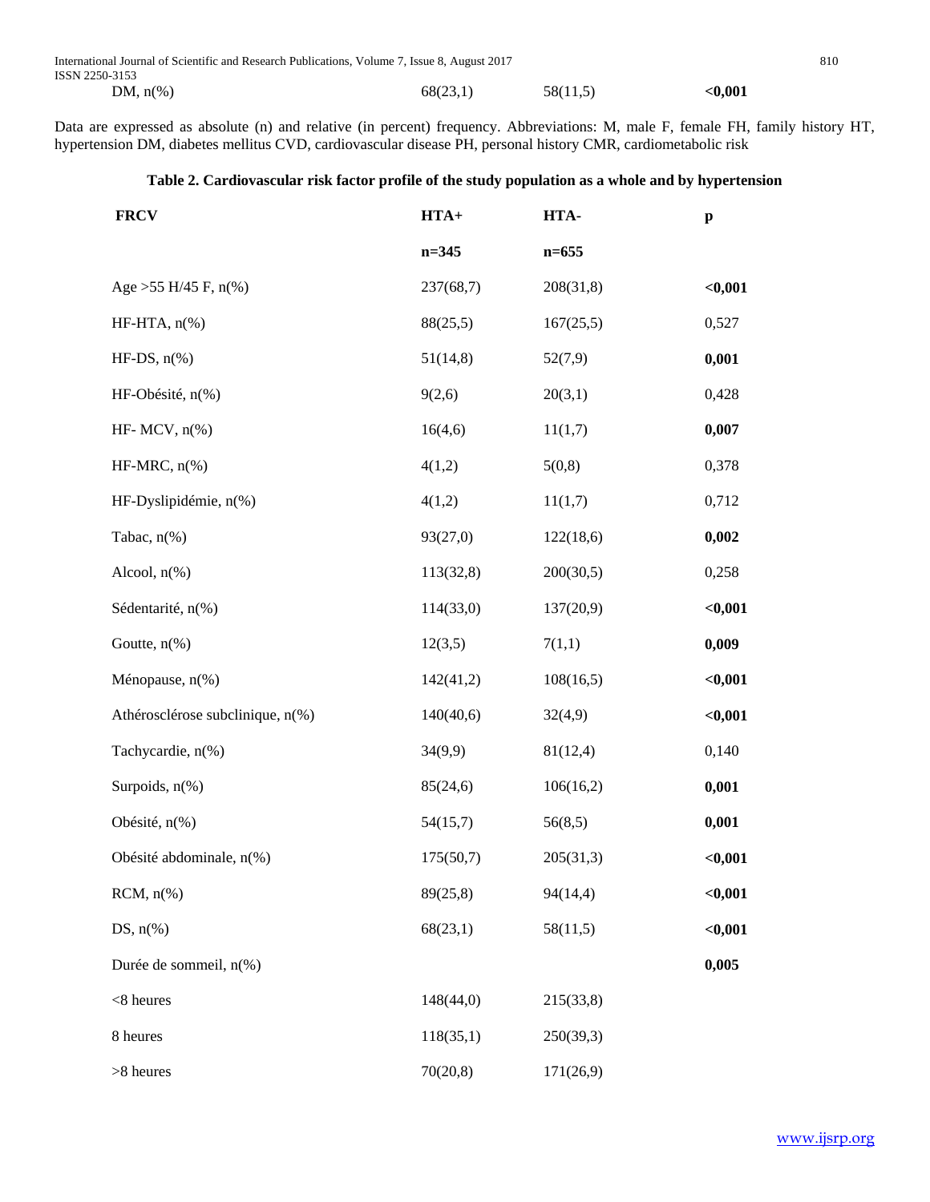| | | | |
|---|---|---|---|
| DM, n(%) | 68(23,1) | 58(11,5) | **<0,001** |

Data are expressed as absolute (n) and relative (in percent) frequency. Abbreviations: M, male F, female FH, family history HT, hypertension DM, diabetes mellitus CVD, cardiovascular disease PH, personal history CMR, cardiometabolic risk

**Table 2. Cardiovascular risk factor profile of the study population as a whole and by hypertension**

| **FRCV** | **HTA+** | **HTA-** | **p** |
|---|---|---|---|
| | **n=345** | **n=655** | |
| Age >55 H/45 F, n(%) | 237(68,7) | 208(31,8) | **<0,001** |
| HF-HTA, n(%) | 88(25,5) | 167(25,5) | 0,527 |
| HF-DS, n(%) | 51(14,8) | 52(7,9) | **0,001** |
| HF-Obésité, n(%) | 9(2,6) | 20(3,1) | 0,428 |
| HF- MCV, n(%) | 16(4,6) | 11(1,7) | **0,007** |
| HF-MRC, n(%) | 4(1,2) | 5(0,8) | 0,378 |
| HF-Dyslipidémie, n(%) | 4(1,2) | 11(1,7) | 0,712 |
| Tabac, n(%) | 93(27,0) | 122(18,6) | **0,002** |
| Alcool, n(%) | 113(32,8) | 200(30,5) | 0,258 |
| Sédentarité, n(%) | 114(33,0) | 137(20,9) | **<0,001** |
| Goutte, n(%) | 12(3,5) | 7(1,1) | **0,009** |
| Ménopause, n(%) | 142(41,2) | 108(16,5) | **<0,001** |
| Athérosclérose subclinique, n(%) | 140(40,6) | 32(4,9) | **<0,001** |
| Tachycardie, n(%) | 34(9,9) | 81(12,4) | 0,140 |
| Surpoids, n(%) | 85(24,6) | 106(16,2) | **0,001** |
| Obésité, n(%) | 54(15,7) | 56(8,5) | **0,001** |
| Obésité abdominale, n(%) | 175(50,7) | 205(31,3) | **<0,001** |
| RCM, n(%) | 89(25,8) | 94(14,4) | **<0,001** |
| DS, n(%) | 68(23,1) | 58(11,5) | **<0,001** |
| Durée de sommeil, n(%) | | | **0,005** |
| <8 heures | 148(44,0) | 215(33,8) | |
| 8 heures | 118(35,1) | 250(39,3) | |
| >8 heures | 70(20,8) | 171(26,9) | |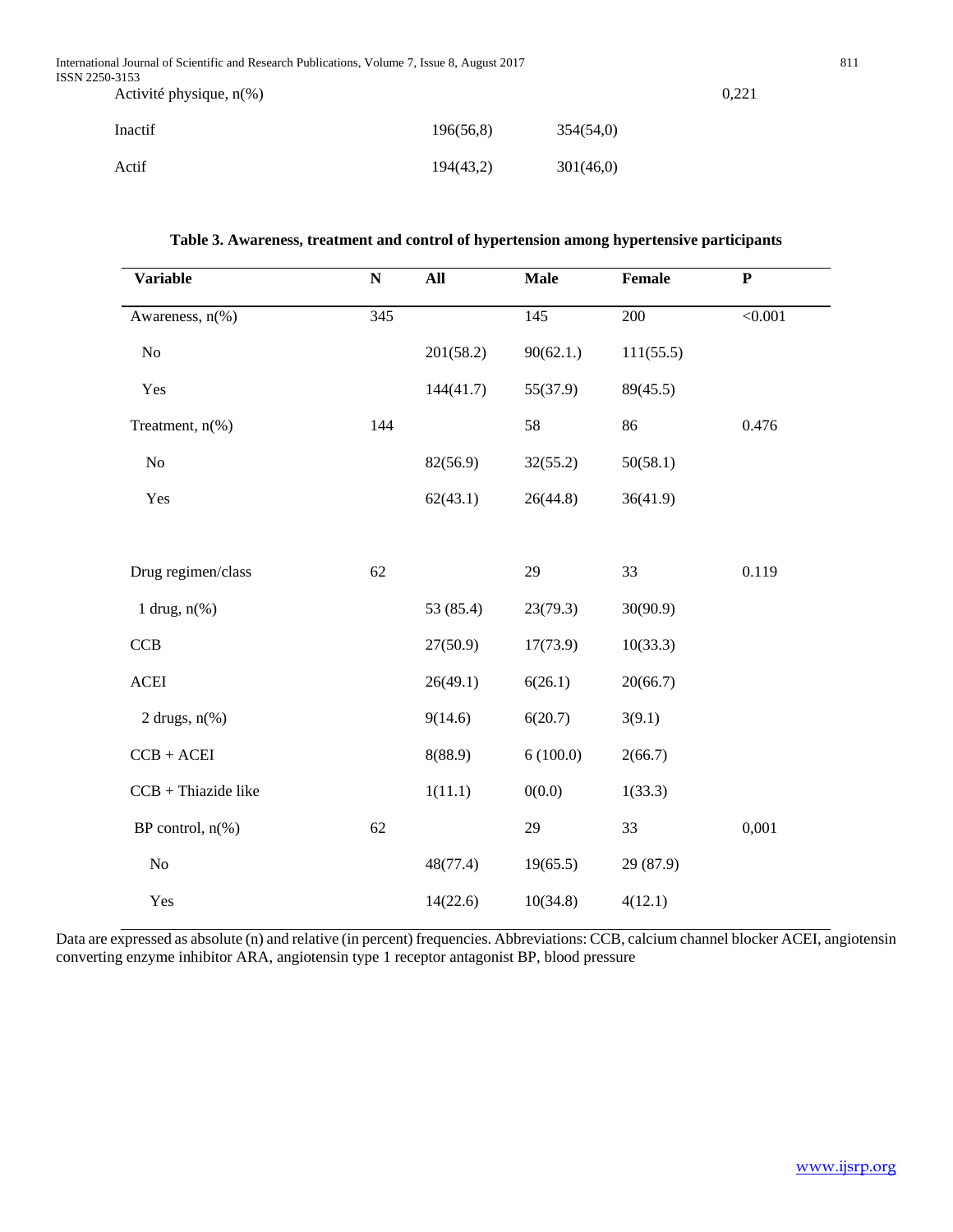| | | | |
|---|---|---|---|
| Activité physique, n(%) | | | 0,221 |
| Inactif | 196(56,8) | 354(54,0) | |
| Actif | 194(43,2) | 301(46,0) | |

**Table 3. Awareness, treatment and control of hypertension among hypertensive participants**

| Variable | N | All | Male | Female | P |
|---|---|---|---|---|---|
| Awareness, n(%) | 345 | | 145 | 200 | <0.001 |
| No | | 201(58.2) | 90(62.1.) | 111(55.5) | |
| Yes | | 144(41.7) | 55(37.9) | 89(45.5) | |
| Treatment, n(%) | 144 | | 58 | 86 | 0.476 |
| No | | 82(56.9) | 32(55.2) | 50(58.1) | |
| Yes | | 62(43.1) | 26(44.8) | 36(41.9) | |
| Drug regimen/class | 62 | | 29 | 33 | 0.119 |
| 1 drug, n(%) | | 53 (85.4) | 23(79.3) | 30(90.9) | |
| CCB | | 27(50.9) | 17(73.9) | 10(33.3) | |
| ACEI | | 26(49.1) | 6(26.1) | 20(66.7) | |
| 2 drugs, n(%) | | 9(14.6) | 6(20.7) | 3(9.1) | |
| CCB + ACEI | | 8(88.9) | 6 (100.0) | 2(66.7) | |
| CCB + Thiazide like | | 1(11.1) | 0(0.0) | 1(33.3) | |
| BP control, n(%) | 62 | | 29 | 33 | 0,001 |
| No | | 48(77.4) | 19(65.5) | 29 (87.9) | |
| Yes | | 14(22.6) | 10(34.8) | 4(12.1) | |

Data are expressed as absolute (n) and relative (in percent) frequencies. Abbreviations: CCB, calcium channel blocker ACEI, angiotensin converting enzyme inhibitor ARA, angiotensin type 1 receptor antagonist BP, blood pressure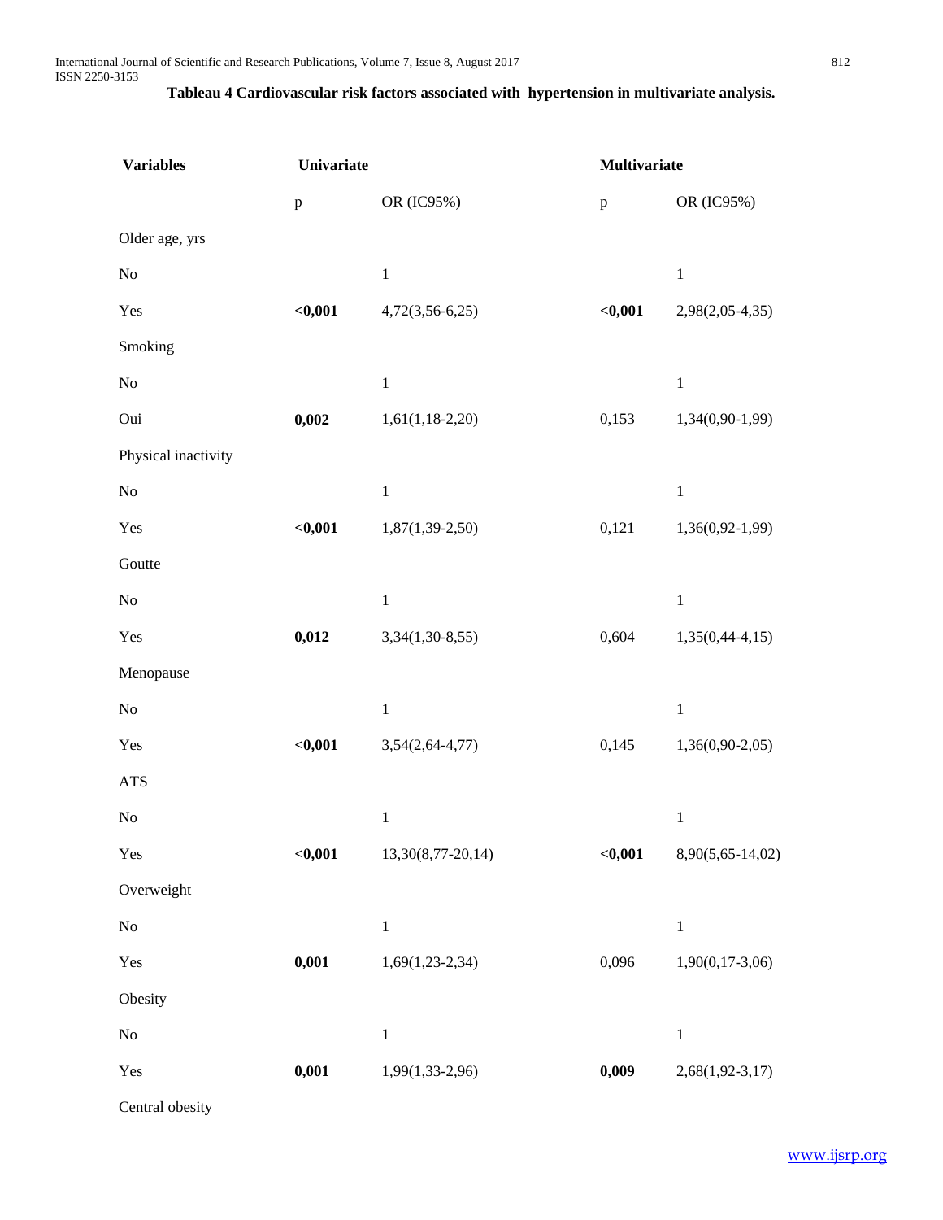**Tableau 4 Cardiovascular risk factors associated with hypertension in multivariate analysis.**

| Variables | Univariate | | Multivariate | |
|---|---|---|---|---|
| | p | OR (IC95%) | p | OR (IC95%) |
| Older age, yrs | | | | |
| No | | 1 | | 1 |
| Yes | **<0,001** | 4,72(3,56-6,25) | **<0,001** | 2,98(2,05-4,35) |
| Smoking | | | | |
| No | | 1 | | 1 |
| Oui | **0,002** | 1,61(1,18-2,20) | 0,153 | 1,34(0,90-1,99) |
| Physical inactivity | | | | |
| No | | 1 | | 1 |
| Yes | **<0,001** | 1,87(1,39-2,50) | 0,121 | 1,36(0,92-1,99) |
| Goutte | | | | |
| No | | 1 | | 1 |
| Yes | **0,012** | 3,34(1,30-8,55) | 0,604 | 1,35(0,44-4,15) |
| Menopause | | | | |
| No | | 1 | | 1 |
| Yes | **<0,001** | 3,54(2,64-4,77) | 0,145 | 1,36(0,90-2,05) |
| ATS | | | | |
| No | | 1 | | 1 |
| Yes | **<0,001** | 13,30(8,77-20,14) | **<0,001** | 8,90(5,65-14,02) |
| Overweight | | | | |
| No | | 1 | | 1 |
| Yes | **0,001** | 1,69(1,23-2,34) | 0,096 | 1,90(0,17-3,06) |
| Obesity | | | | |
| No | | 1 | | 1 |
| Yes | **0,001** | 1,99(1,33-2,96) | **0,009** | 2,68(1,92-3,17) |
| Central obesity | | | | |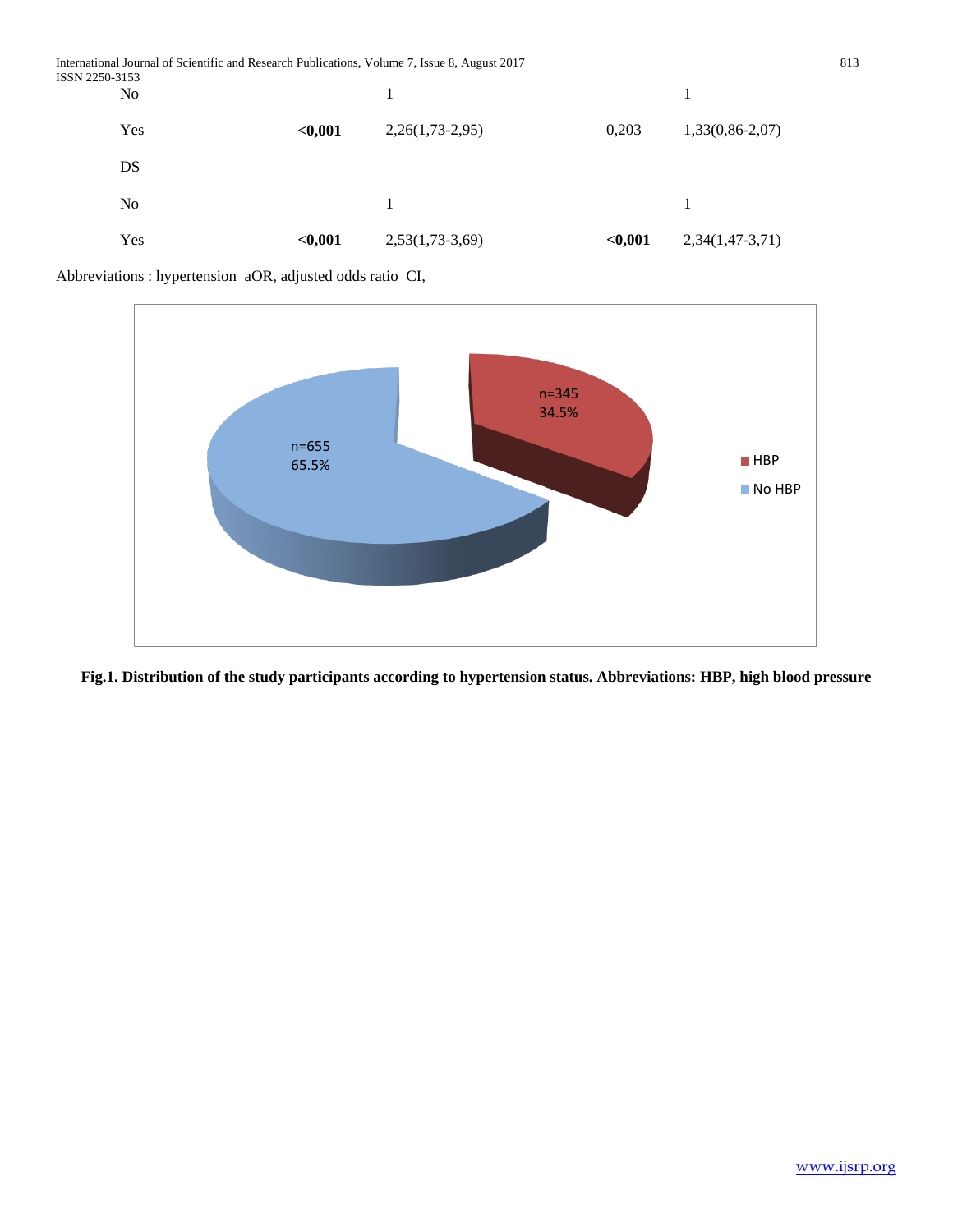| | | | | |
|---|---|---|---|---|
| No | | 1 | | 1 |
| Yes | **<0,001** | 2,26(1,73-2,95) | 0,203 | 1,33(0,86-2,07) |
| DS | | | | |
| No | | 1 | | 1 |
| Yes | **<0,001** | 2,53(1,73-3,69) | **<0,001** | 2,34(1,47-3,71) |

Abbreviations : hypertension aOR, adjusted odds ratio CI,

n=345
34.5%

n=655
65.5%

HBP

No HBP

**Fig.1. Distribution of the study participants according to hypertension status. Abbreviations: HBP, high blood pressure**